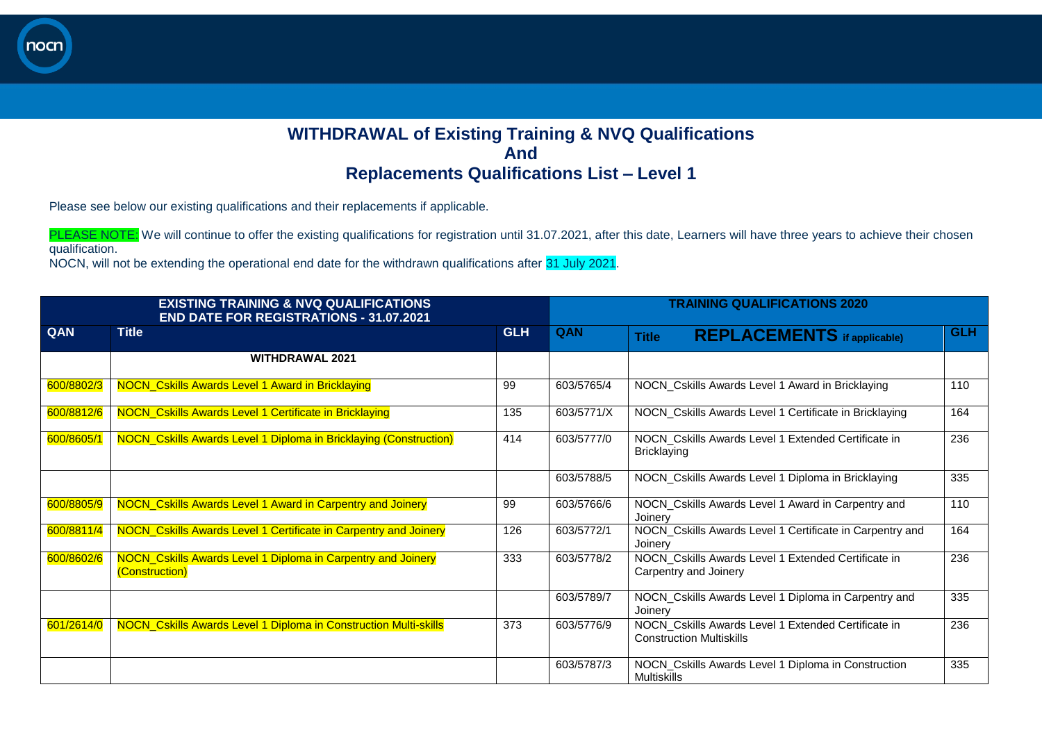## WITHDRAWAL of Existing Training & NVQ Qualifications And Replacements Qualifications List – Level 1

Please see below our existing qualifications and their replacements if applicable.

PLEASE NOTE: We will continue to offer the existing qualifications for registration until 31.07.2021, after this date, Learners will have three years to achieve their chosen qualification.
NOCN, will not be extending the operational end date for the withdrawn qualifications after 31 July 2021.

| EXISTING TRAINING & NVQ QUALIFICATIONS END DATE FOR REGISTRATIONS - 31.07.2021 | | | TRAINING QUALIFICATIONS 2020 | | |
|---|---|---|---|---|---|
| **QAN** | **Title** | **GLH** | **QAN** | **Title REPLACEMENTS if applicable)** | **GLH** |
| | **WITHDRAWAL 2021** | | | | |
| 600/8802/3 | NOCN_Cskills Awards Level 1 Award in Bricklaying | 99 | 603/5765/4 | NOCN_Cskills Awards Level 1 Award in Bricklaying | 110 |
| 600/8812/6 | NOCN_Cskills Awards Level 1 Certificate in Bricklaying | 135 | 603/5771/X | NOCN_Cskills Awards Level 1 Certificate in Bricklaying | 164 |
| 600/8605/1 | NOCN_Cskills Awards Level 1 Diploma in Bricklaying (Construction) | 414 | 603/5777/0 | NOCN_Cskills Awards Level 1 Extended Certificate in Bricklaying | 236 |
| | | | 603/5788/5 | NOCN_Cskills Awards Level 1 Diploma in Bricklaying | 335 |
| 600/8805/9 | NOCN_Cskills Awards Level 1 Award in Carpentry and Joinery | 99 | 603/5766/6 | NOCN_Cskills Awards Level 1 Award in Carpentry and Joinery | 110 |
| 600/8811/4 | NOCN_Cskills Awards Level 1 Certificate in Carpentry and Joinery | 126 | 603/5772/1 | NOCN_Cskills Awards Level 1 Certificate in Carpentry and Joinery | 164 |
| 600/8602/6 | NOCN_Cskills Awards Level 1 Diploma in Carpentry and Joinery (Construction) | 333 | 603/5778/2 | NOCN_Cskills Awards Level 1 Extended Certificate in Carpentry and Joinery | 236 |
| | | | 603/5789/7 | NOCN_Cskills Awards Level 1 Diploma in Carpentry and Joinery | 335 |
| 601/2614/0 | NOCN_Cskills Awards Level 1 Diploma in Construction Multi-skills | 373 | 603/5776/9 | NOCN_Cskills Awards Level 1 Extended Certificate in Construction Multiskills | 236 |
| | | | 603/5787/3 | NOCN_Cskills Awards Level 1 Diploma in Construction Multiskills | 335 |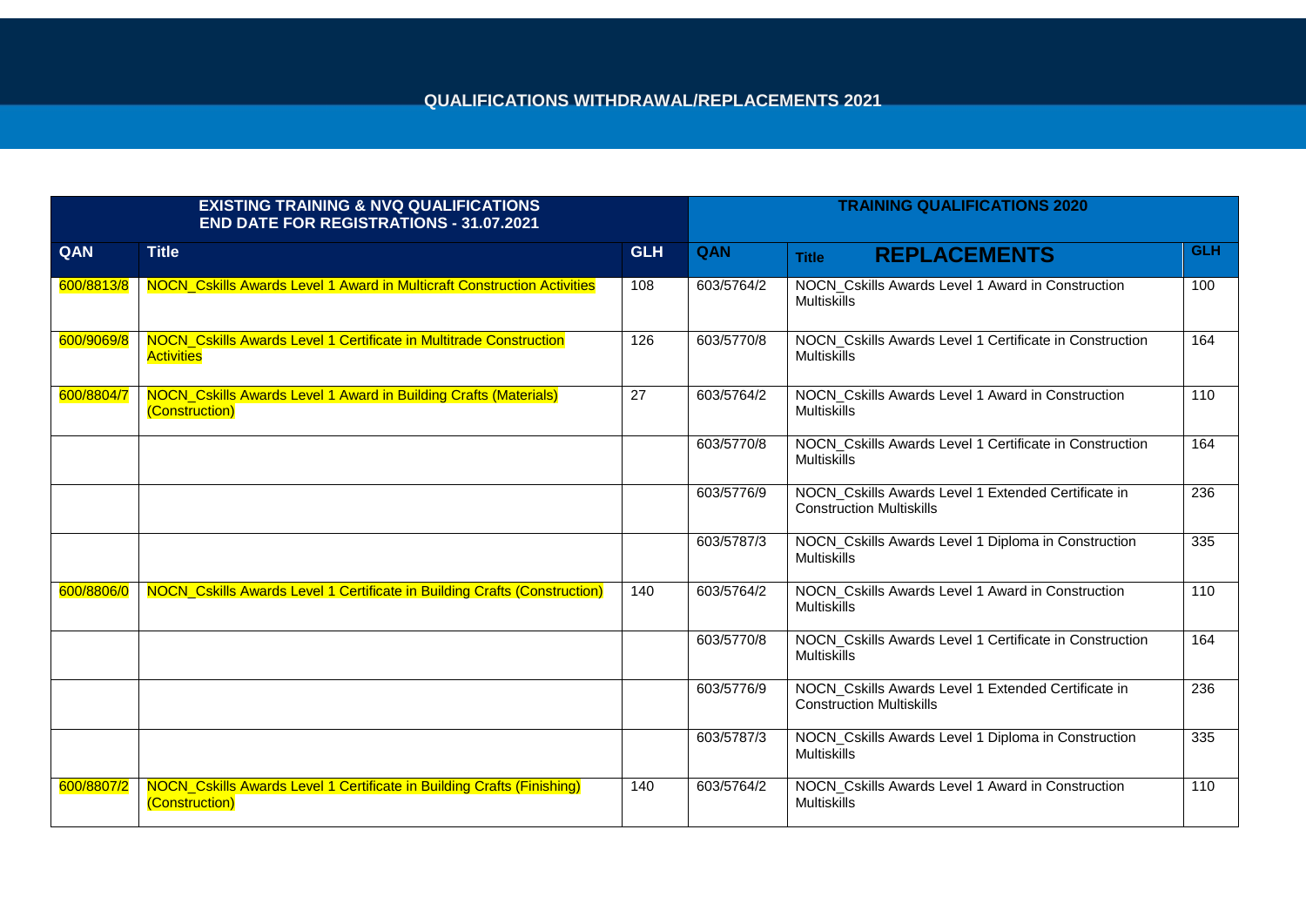# QUALIFICATIONS WITHDRAWAL/REPLACEMENTS 2021

| EXISTING TRAINING & NVQ QUALIFICATIONS END DATE FOR REGISTRATIONS - 31.07.2021 | | | TRAINING QUALIFICATIONS 2020 | | |
|---|---|---|---|---|---|
| **QAN** | **Title** | **GLH** | **QAN** | **Title REPLACEMENTS** | **GLH** |
| 600/8813/8 | NOCN_Cskills Awards Level 1 Award in Multicraft Construction Activities | 108 | 603/5764/2 | NOCN_Cskills Awards Level 1 Award in Construction Multiskills | 100 |
| 600/9069/8 | NOCN_Cskills Awards Level 1 Certificate in Multitrade Construction Activities | 126 | 603/5770/8 | NOCN_Cskills Awards Level 1 Certificate in Construction Multiskills | 164 |
| 600/8804/7 | NOCN_Cskills Awards Level 1 Award in Building Crafts (Materials) (Construction) | 27 | 603/5764/2 | NOCN_Cskills Awards Level 1 Award in Construction Multiskills | 110 |
| | | | 603/5770/8 | NOCN_Cskills Awards Level 1 Certificate in Construction Multiskills | 164 |
| | | | 603/5776/9 | NOCN_Cskills Awards Level 1 Extended Certificate in Construction Multiskills | 236 |
| | | | 603/5787/3 | NOCN_Cskills Awards Level 1 Diploma in Construction Multiskills | 335 |
| 600/8806/0 | NOCN_Cskills Awards Level 1 Certificate in Building Crafts (Construction) | 140 | 603/5764/2 | NOCN_Cskills Awards Level 1 Award in Construction Multiskills | 110 |
| | | | 603/5770/8 | NOCN_Cskills Awards Level 1 Certificate in Construction Multiskills | 164 |
| | | | 603/5776/9 | NOCN_Cskills Awards Level 1 Extended Certificate in Construction Multiskills | 236 |
| | | | 603/5787/3 | NOCN_Cskills Awards Level 1 Diploma in Construction Multiskills | 335 |
| 600/8807/2 | NOCN_Cskills Awards Level 1 Certificate in Building Crafts (Finishing) (Construction) | 140 | 603/5764/2 | NOCN_Cskills Awards Level 1 Award in Construction Multiskills | 110 |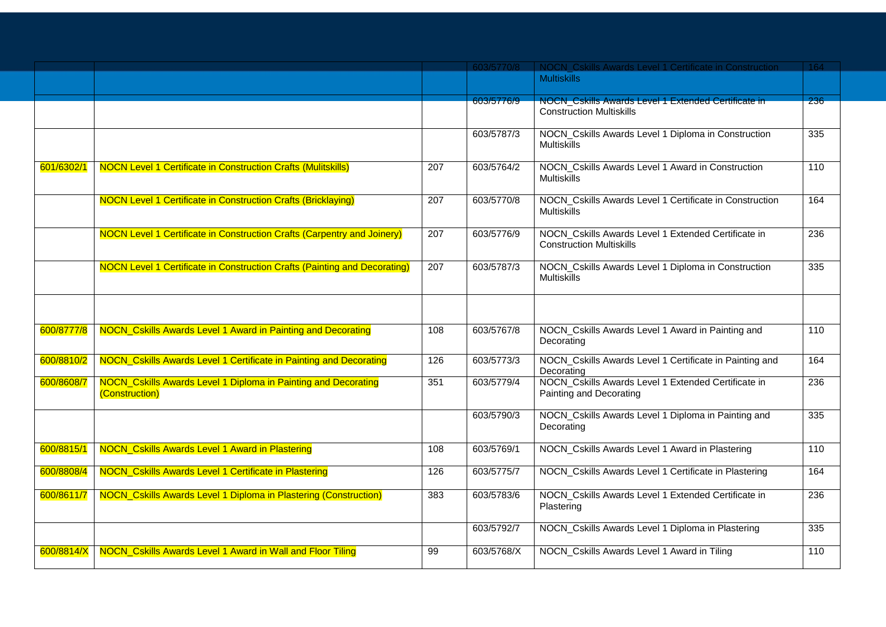| | | | | | |
|---|---|---|---|---|---|
| | | | 603/5770/8 | NOCN_Cskills Awards Level 1 Certificate in Construction Multiskills | 164 |
| | | | 603/5776/9 | NOCN_Cskills Awards Level 1 Extended Certificate in Construction Multiskills | 236 |
| | | | 603/5787/3 | NOCN_Cskills Awards Level 1 Diploma in Construction Multiskills | 335 |
| 601/6302/1 | NOCN Level 1 Certificate in Construction Crafts (Mulitskills) | 207 | 603/5764/2 | NOCN_Cskills Awards Level 1 Award in Construction Multiskills | 110 |
| | NOCN Level 1 Certificate in Construction Crafts (Bricklaying) | 207 | 603/5770/8 | NOCN_Cskills Awards Level 1 Certificate in Construction Multiskills | 164 |
| | NOCN Level 1 Certificate in Construction Crafts (Carpentry and Joinery) | 207 | 603/5776/9 | NOCN_Cskills Awards Level 1 Extended Certificate in Construction Multiskills | 236 |
| | NOCN Level 1 Certificate in Construction Crafts (Painting and Decorating) | 207 | 603/5787/3 | NOCN_Cskills Awards Level 1 Diploma in Construction Multiskills | 335 |
| | | | | | |
| 600/8777/8 | NOCN_Cskills Awards Level 1 Award in Painting and Decorating | 108 | 603/5767/8 | NOCN_Cskills Awards Level 1 Award in Painting and Decorating | 110 |
| 600/8810/2 | NOCN_Cskills Awards Level 1 Certificate in Painting and Decorating | 126 | 603/5773/3 | NOCN_Cskills Awards Level 1 Certificate in Painting and Decorating | 164 |
| 600/8608/7 | NOCN_Cskills Awards Level 1 Diploma in Painting and Decorating (Construction) | 351 | 603/5779/4 | NOCN_Cskills Awards Level 1 Extended Certificate in Painting and Decorating | 236 |
| | | | 603/5790/3 | NOCN_Cskills Awards Level 1 Diploma in Painting and Decorating | 335 |
| 600/8815/1 | NOCN_Cskills Awards Level 1 Award in Plastering | 108 | 603/5769/1 | NOCN_Cskills Awards Level 1 Award in Plastering | 110 |
| 600/8808/4 | NOCN_Cskills Awards Level 1 Certificate in Plastering | 126 | 603/5775/7 | NOCN_Cskills Awards Level 1 Certificate in Plastering | 164 |
| 600/8611/7 | NOCN_Cskills Awards Level 1 Diploma in Plastering (Construction) | 383 | 603/5783/6 | NOCN_Cskills Awards Level 1 Extended Certificate in Plastering | 236 |
| | | | 603/5792/7 | NOCN_Cskills Awards Level 1 Diploma in Plastering | 335 |
| 600/8814/X | NOCN_Cskills Awards Level 1 Award in Wall and Floor Tiling | 99 | 603/5768/X | NOCN_Cskills Awards Level 1 Award in Tiling | 110 |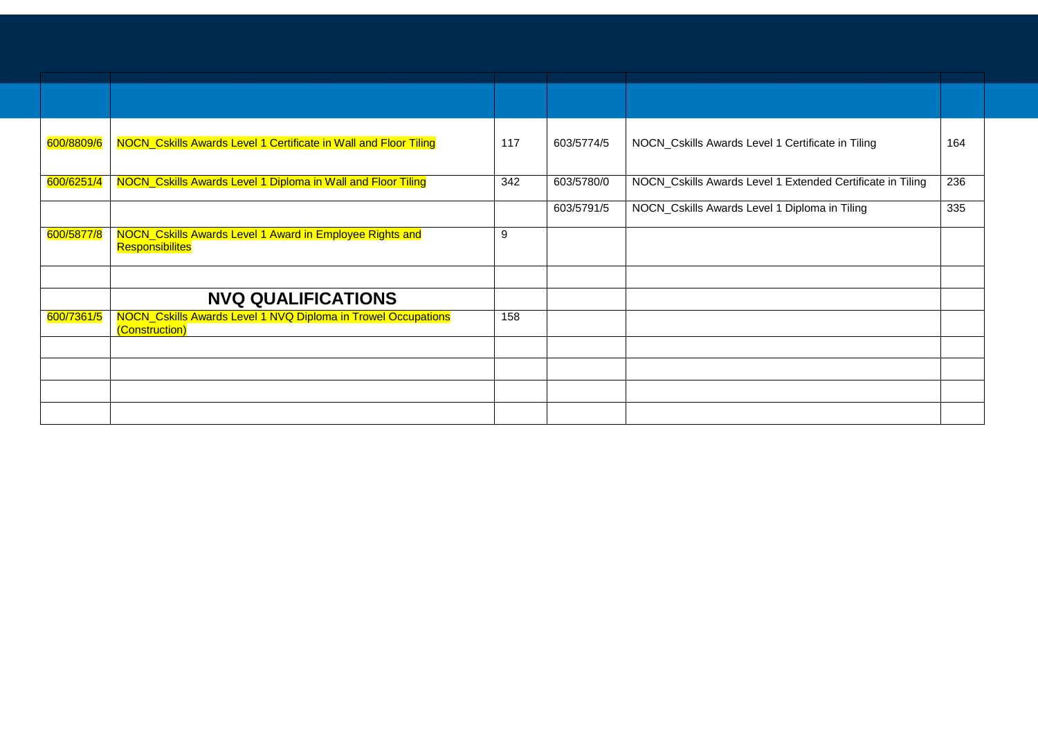| | | | | | |
|---|---|---|---|---|---|
| 600/8809/6 | NOCN_Cskills Awards Level 1 Certificate in Wall and Floor Tiling | 117 | 603/5774/5 | NOCN_Cskills Awards Level 1 Certificate in Tiling | 164 |
| 600/6251/4 | NOCN_Cskills Awards Level 1 Diploma in Wall and Floor Tiling | 342 | 603/5780/0 | NOCN_Cskills Awards Level 1 Extended Certificate in Tiling | 236 |
| | | | 603/5791/5 | NOCN_Cskills Awards Level 1 Diploma in Tiling | 335 |
| 600/5877/8 | NOCN_Cskills Awards Level 1 Award in Employee Rights and Responsibilites | 9 | | | |
| | | | | | |
| | **NVQ QUALIFICATIONS** | | | | |
| 600/7361/5 | NOCN_Cskills Awards Level 1 NVQ Diploma in Trowel Occupations (Construction) | 158 | | | |
| | | | | | |
| | | | | | |
| | | | | | |
| | | | | | |